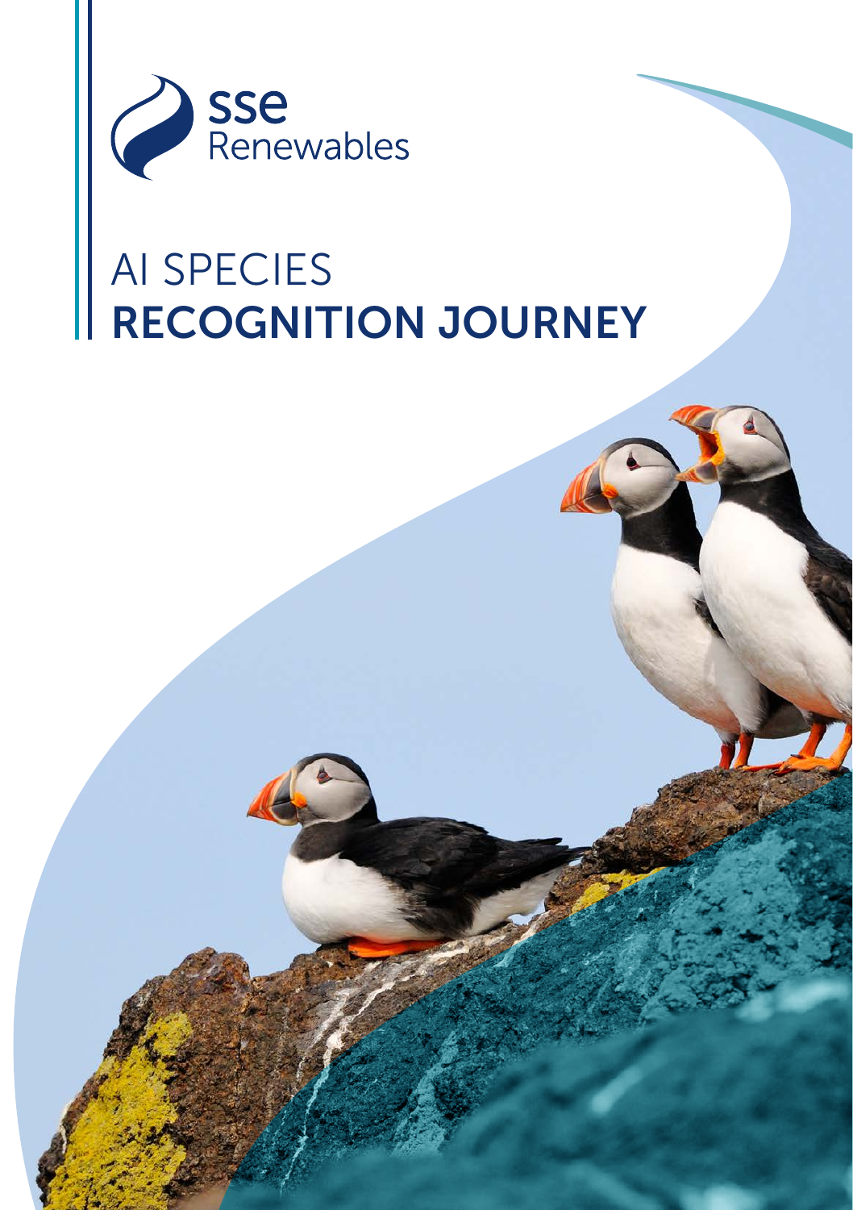sse Renewables

# AI SPECIES RECOGNITION JOURNEY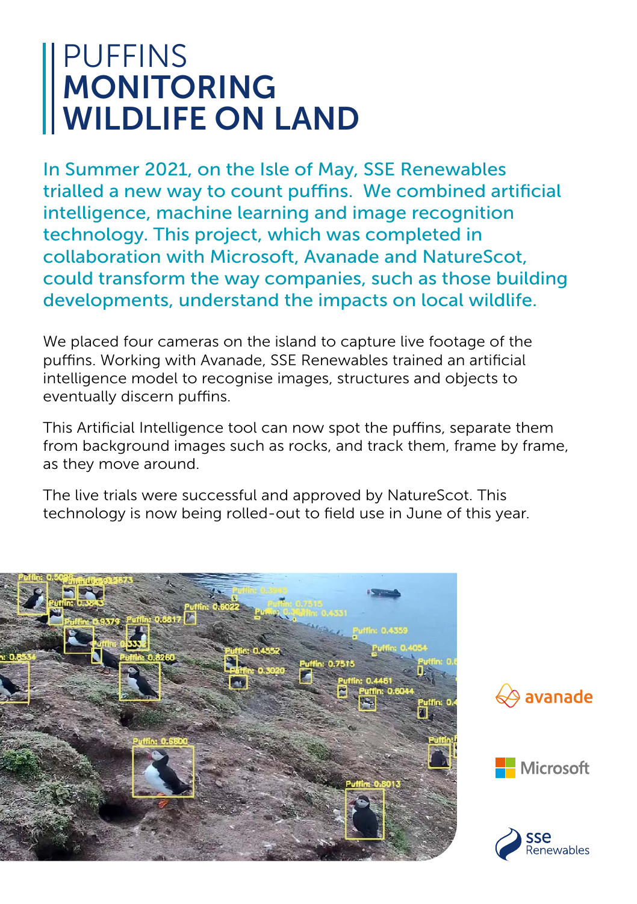# PUFFINS MONITORING WILDLIFE ON LAND

In Summer 2021, on the Isle of May, SSE Renewables trialled a new way to count puffins. We combined artificial intelligence, machine learning and image recognition technology. This project, which was completed in collaboration with Microsoft, Avanade and NatureScot, could transform the way companies, such as those building developments, understand the impacts on local wildlife.

We placed four cameras on the island to capture live footage of the puffins. Working with Avanade, SSE Renewables trained an artificial intelligence model to recognise images, structures and objects to eventually discern puffins.

This Artificial Intelligence tool can now spot the puffins, separate them from background images such as rocks, and track them, frame by frame, as they move around.

The live trials were successful and approved by NatureScot. This technology is now being rolled-out to field use in June of this year.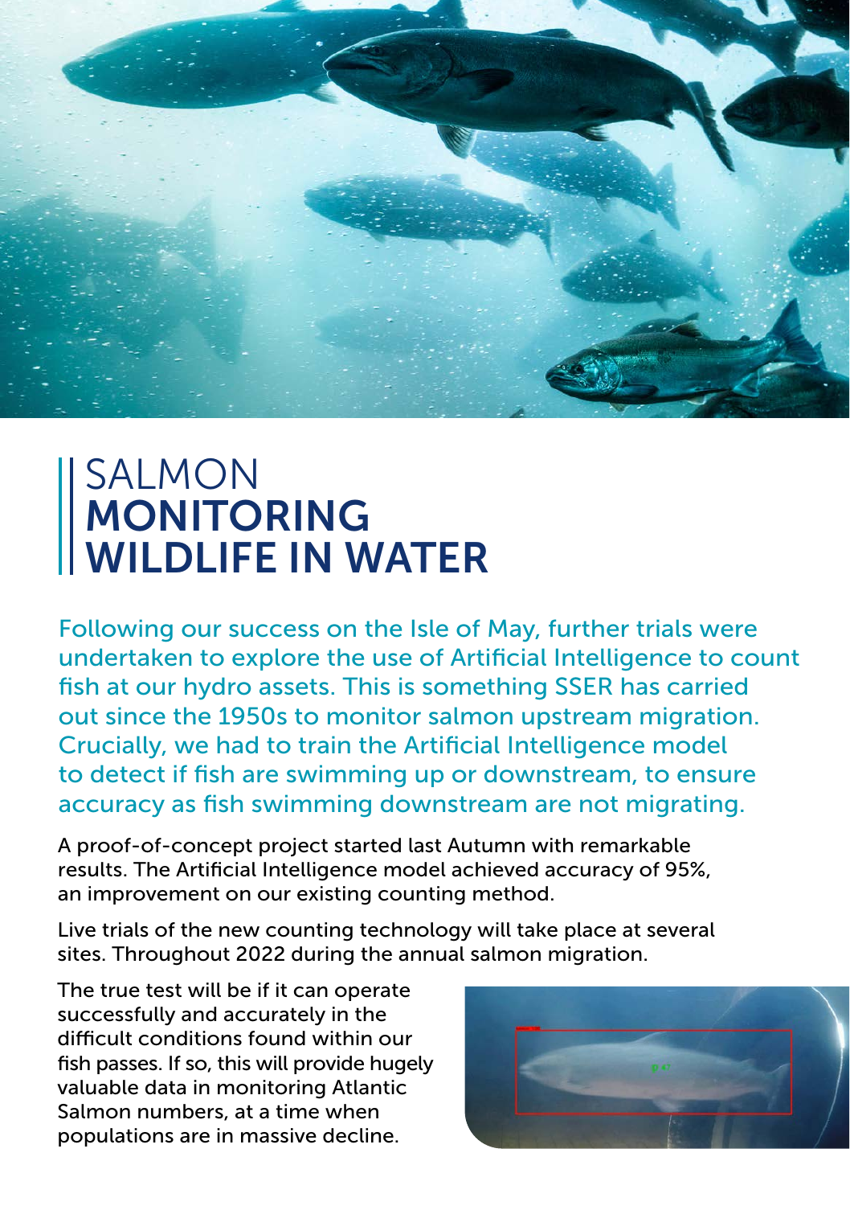# SALMON **MONITORING WILDLIFE IN WATER**

Following our success on the Isle of May, further trials were undertaken to explore the use of Artificial Intelligence to count fish at our hydro assets. This is something SSER has carried out since the 1950s to monitor salmon upstream migration. Crucially, we had to train the Artificial Intelligence model to detect if fish are swimming up or downstream, to ensure accuracy as fish swimming downstream are not migrating.

A proof-of-concept project started last Autumn with remarkable results. The Artificial Intelligence model achieved accuracy of 95%, an improvement on our existing counting method.

Live trials of the new counting technology will take place at several sites. Throughout 2022 during the annual salmon migration.

The true test will be if it can operate successfully and accurately in the difficult conditions found within our fish passes. If so, this will provide hugely valuable data in monitoring Atlantic Salmon numbers, at a time when populations are in massive decline.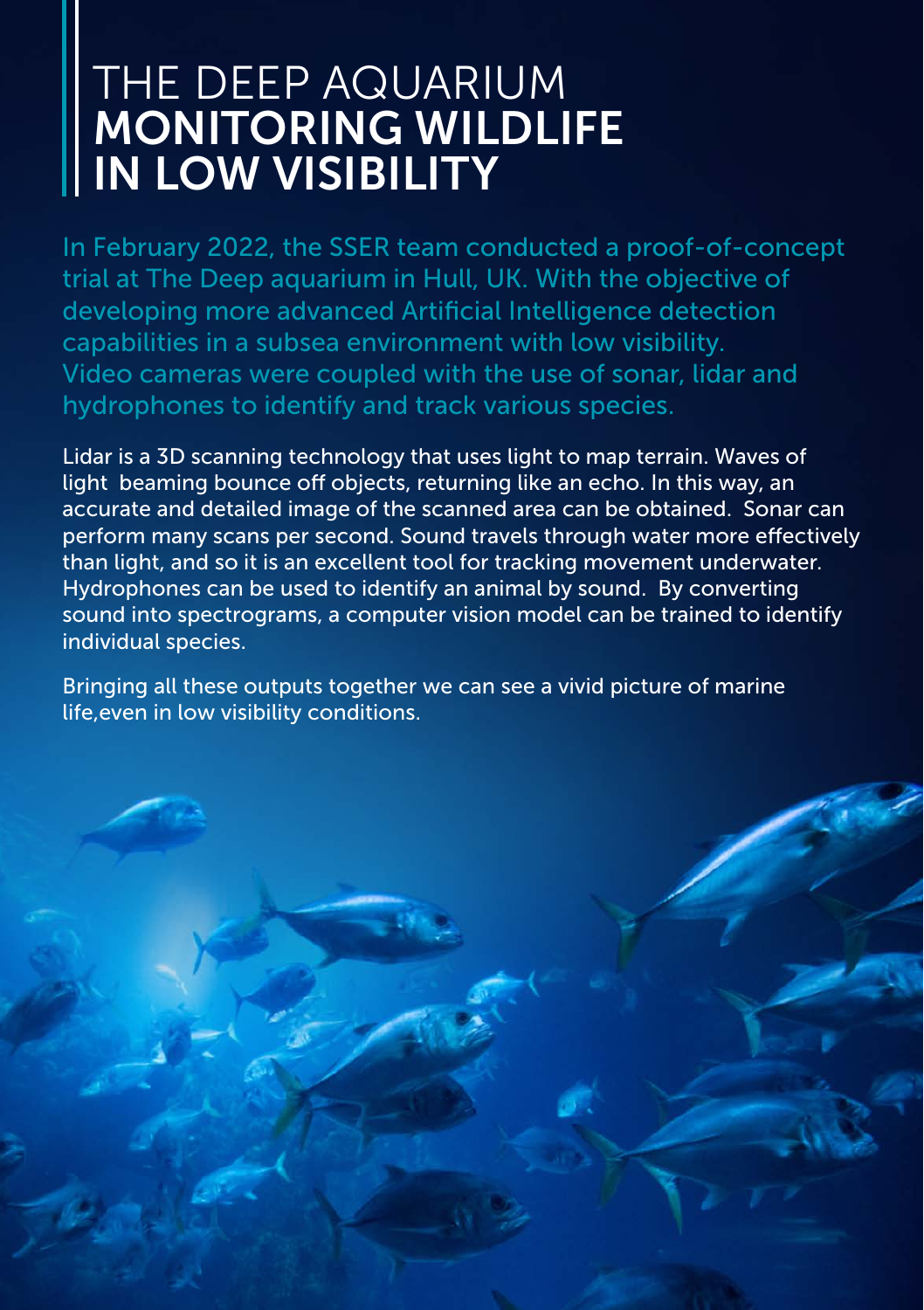# THE DEEP AQUARIUM MONITORING WILDLIFE IN LOW VISIBILITY

In February 2022, the SSER team conducted a proof-of-concept trial at The Deep aquarium in Hull, UK. With the objective of developing more advanced Artificial Intelligence detection capabilities in a subsea environment with low visibility. Video cameras were coupled with the use of sonar, lidar and hydrophones to identify and track various species.

Lidar is a 3D scanning technology that uses light to map terrain. Waves of light beaming bounce off objects, returning like an echo. In this way, an accurate and detailed image of the scanned area can be obtained. Sonar can perform many scans per second. Sound travels through water more effectively than light, and so it is an excellent tool for tracking movement underwater. Hydrophones can be used to identify an animal by sound. By converting sound into spectrograms, a computer vision model can be trained to identify individual species.

Bringing all these outputs together we can see a vivid picture of marine life,even in low visibility conditions.